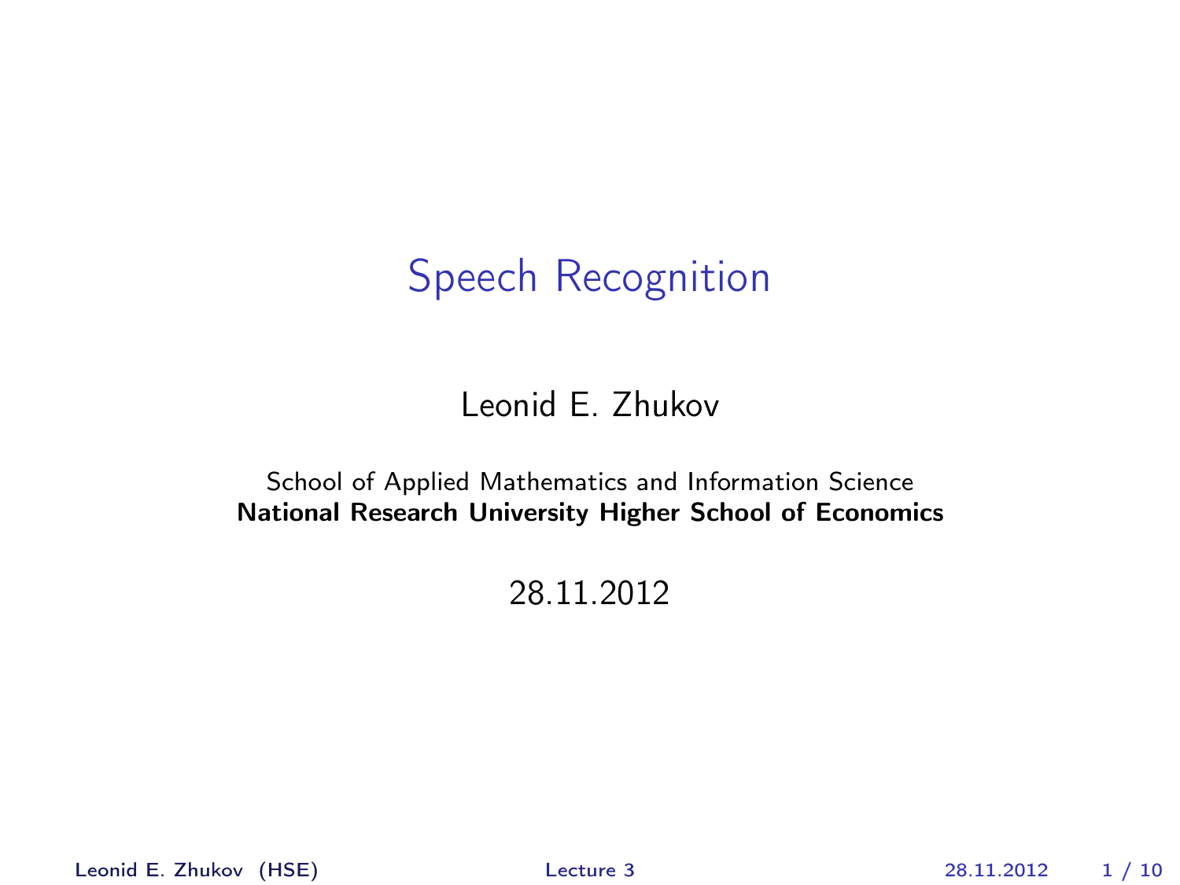# Speech Recognition

Leonid E. Zhukov

School of Applied Mathematics and Information Science
**National Research University Higher School of Economics**

28.11.2012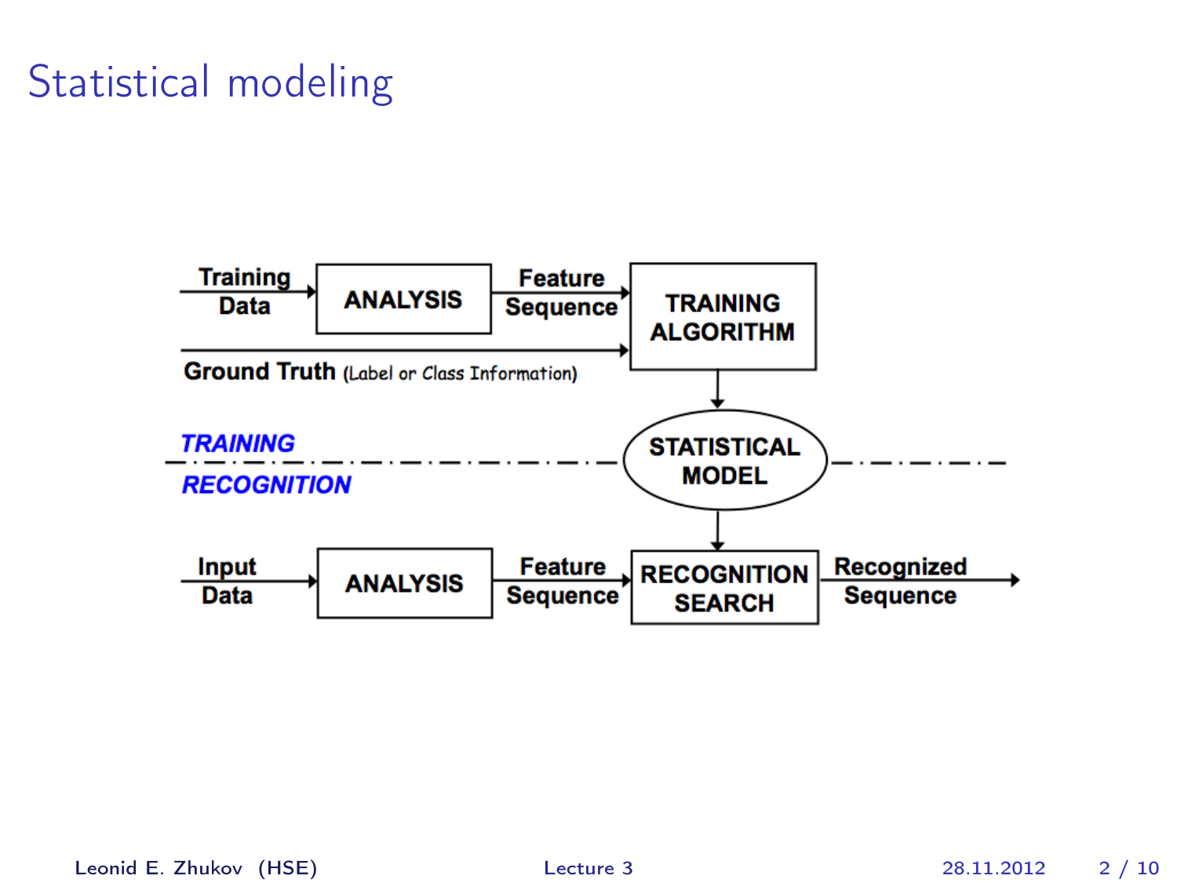# Statistical modeling

Training Data → ANALYSIS → Feature Sequence → TRAINING ALGORITHM

Ground Truth (Label or Class Information) → TRAINING ALGORITHM

TRAINING ALGORITHM → STATISTICAL MODEL

*TRAINING*

*RECOGNITION*

STATISTICAL MODEL → RECOGNITION SEARCH

Input Data → ANALYSIS → Feature Sequence → RECOGNITION SEARCH → Recognized Sequence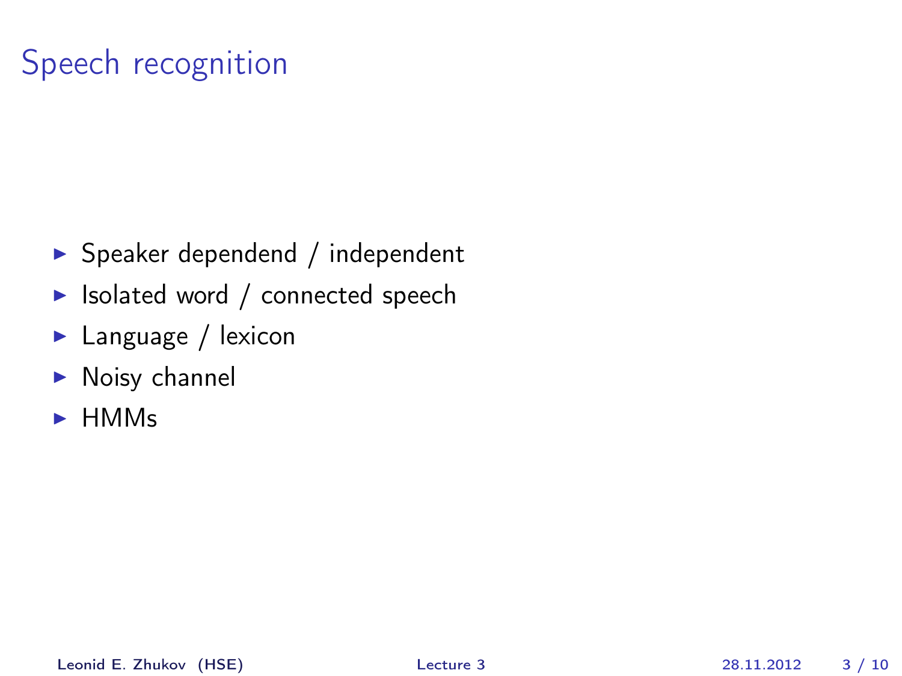# Speech recognition

- Speaker dependend / independent
- Isolated word / connected speech
- Language / lexicon
- Noisy channel
- HMMs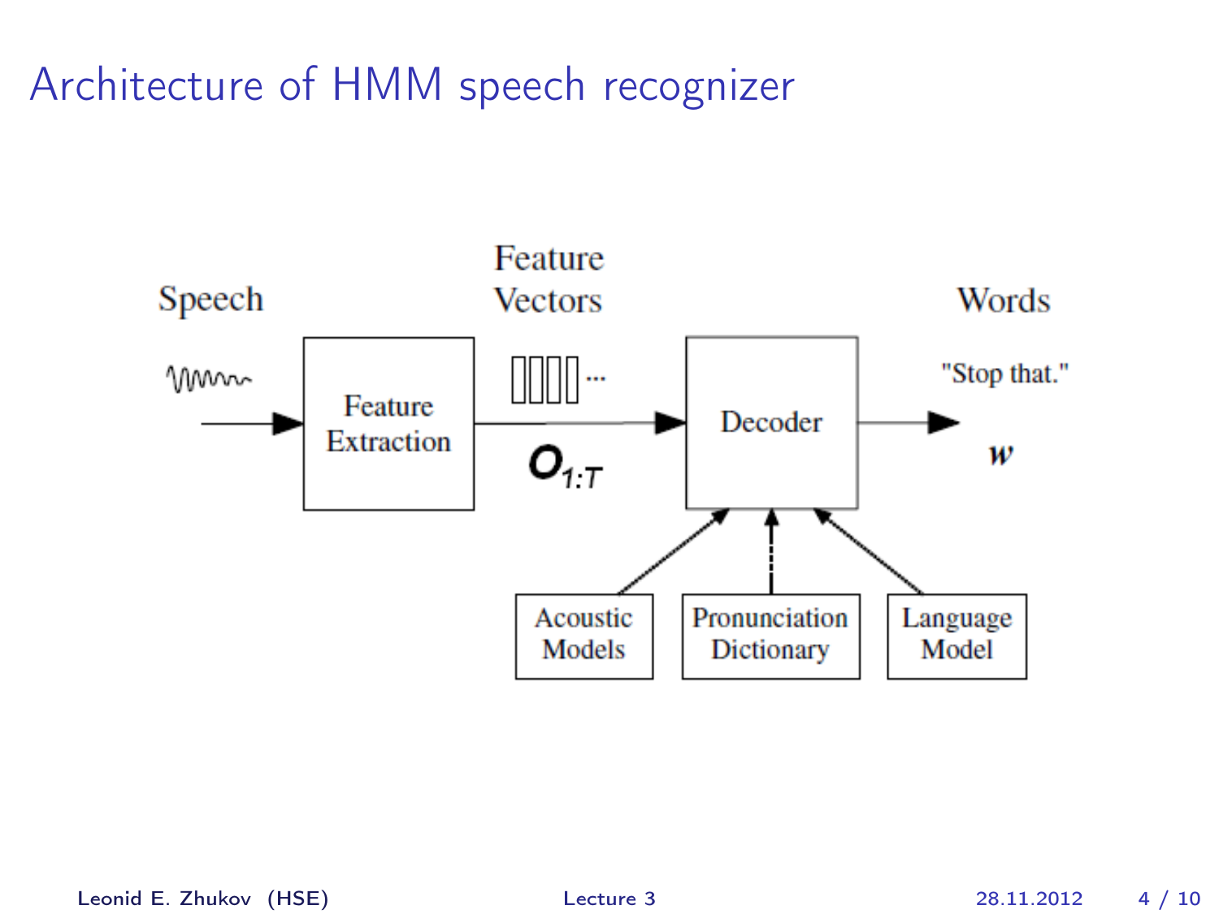# Architecture of HMM speech recognizer

Speech

Feature Extraction

Feature Vectors

$\mathbf{O}_{1:T}$

Decoder

Words

"Stop that."

$\boldsymbol{w}$

Acoustic Models

Pronunciation Dictionary

Language Model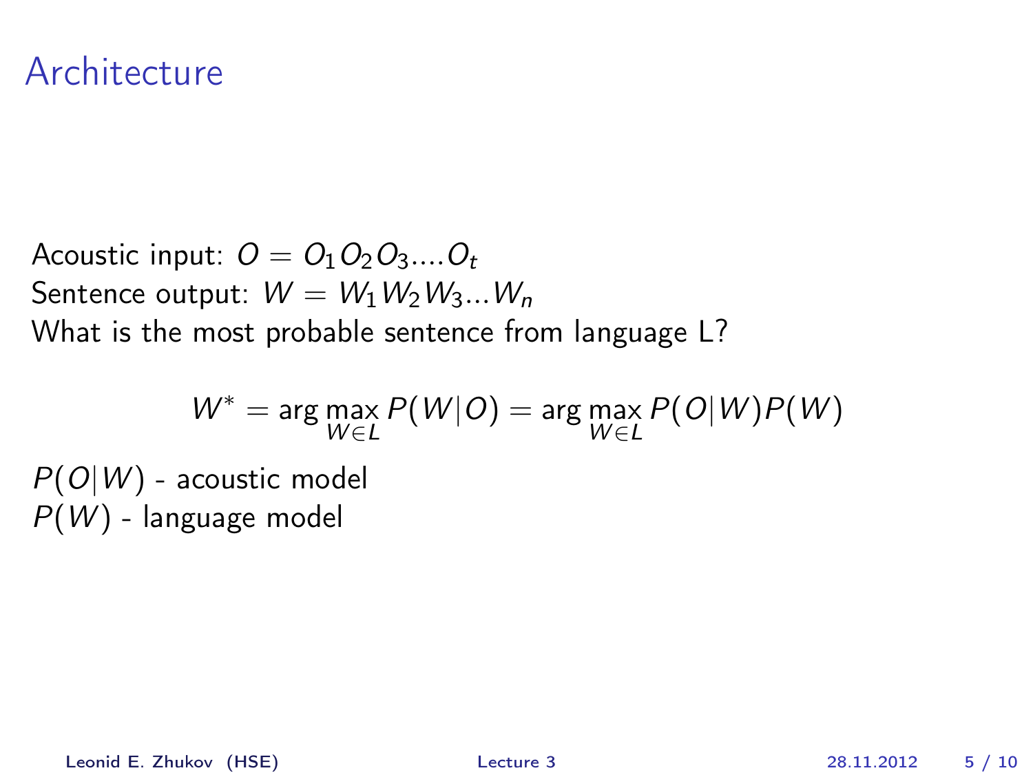# Architecture

Acoustic input: $O = O_1 O_2 O_3 .... O_t$
Sentence output: $W = W_1 W_2 W_3 ... W_n$
What is the most probable sentence from language L?

$$W^* = \arg\max_{W \in L} P(W|O) = \arg\max_{W \in L} P(O|W)P(W)$$

$P(O|W)$ - acoustic model
$P(W)$ - language model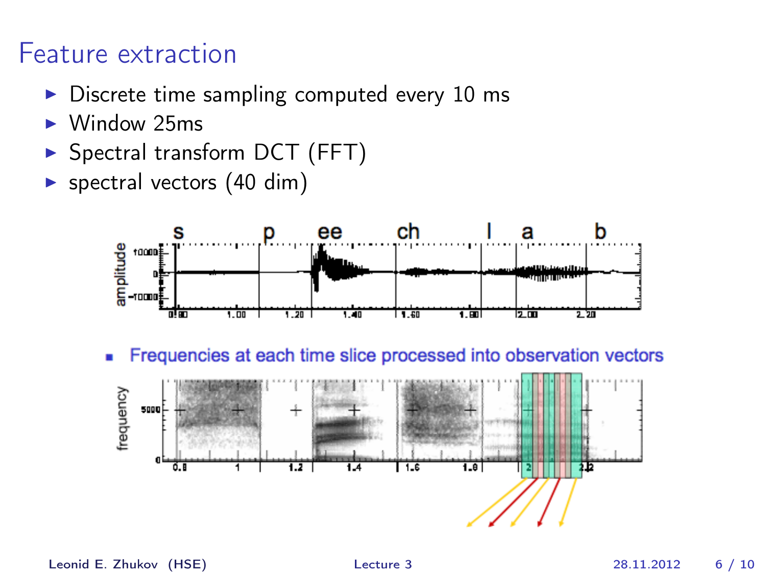# Feature extraction

- Discrete time sampling computed every 10 ms
- Window 25ms
- Spectral transform DCT (FFT)
- spectral vectors (40 dim)

- Frequencies at each time slice processed into observation vectors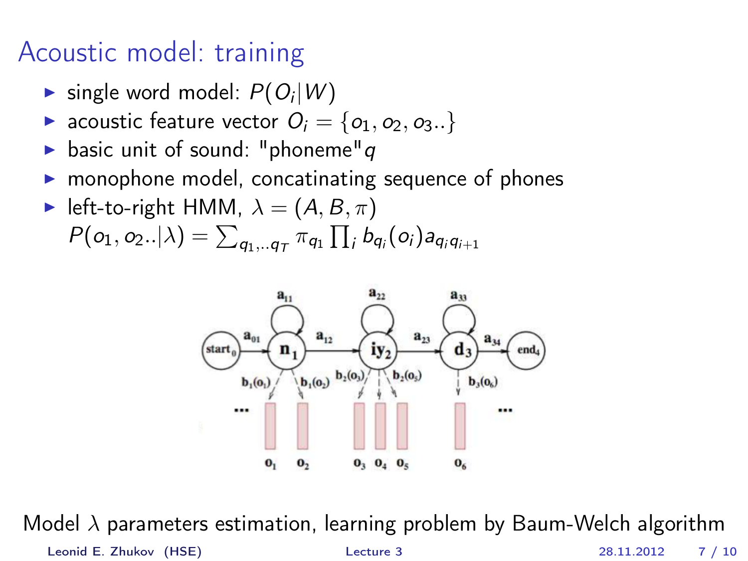# Acoustic model: training

- single word model: $P(O_i|W)$
- acoustic feature vector $O_i = \{o_1, o_2, o_3..\}$
- basic unit of sound: "phoneme"$q$
- monophone model, concatinating sequence of phones
- left-to-right HMM, $\lambda = (A, B, \pi)$
  $P(o_1, o_2..|\lambda) = \sum_{q_1,..q_T} \pi_{q_1} \prod_i b_{q_i}(o_i) a_{q_i q_{i+1}}$

Model $\lambda$ parameters estimation, learning problem by Baum-Welch algorithm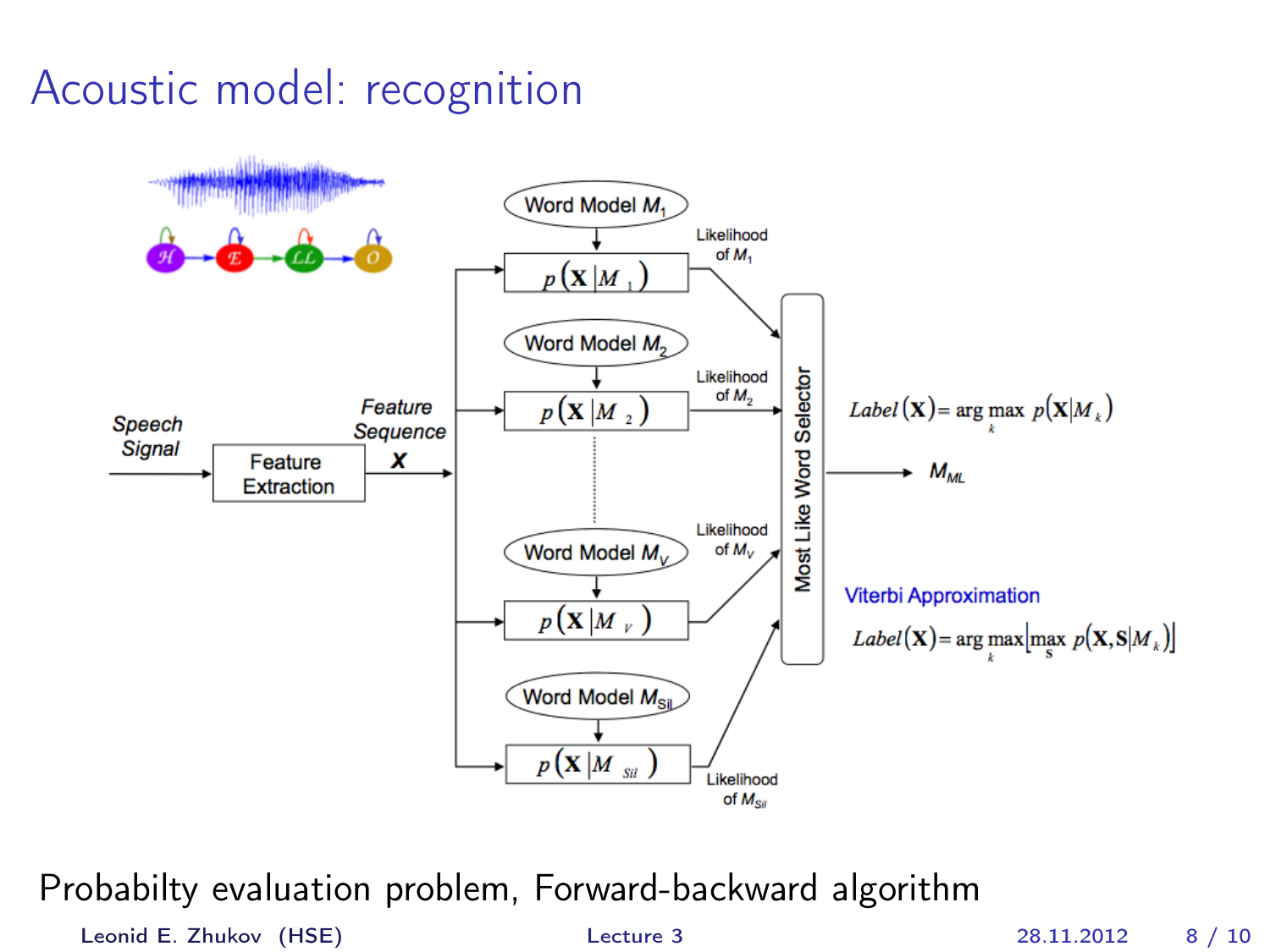# Acoustic model: recognition

Speech Signal → Feature Extraction → Feature Sequence $\mathbf{X}$

Word Model $M_1$ → $p(\mathbf{X}|M_1)$ — Likelihood of $M_1$

Word Model $M_2$ → $p(\mathbf{X}|M_2)$ — Likelihood of $M_2$

Word Model $M_V$ → $p(\mathbf{X}|M_V)$ — Likelihood of $M_V$

Word Model $M_{Sil}$ → $p(\mathbf{X}|M_{Sil})$ — Likelihood of $M_{Sil}$

Most Like Word Selector → $M_{ML}$

$$Label(\mathbf{X}) = \arg\max_k p(\mathbf{X}|M_k)$$

Viterbi Approximation

$$Label(\mathbf{X}) = \arg\max_k \left[\max_{\mathbf{S}} p(\mathbf{X},\mathbf{S}|M_k)\right]$$

Probabilty evaluation problem, Forward-backward algorithm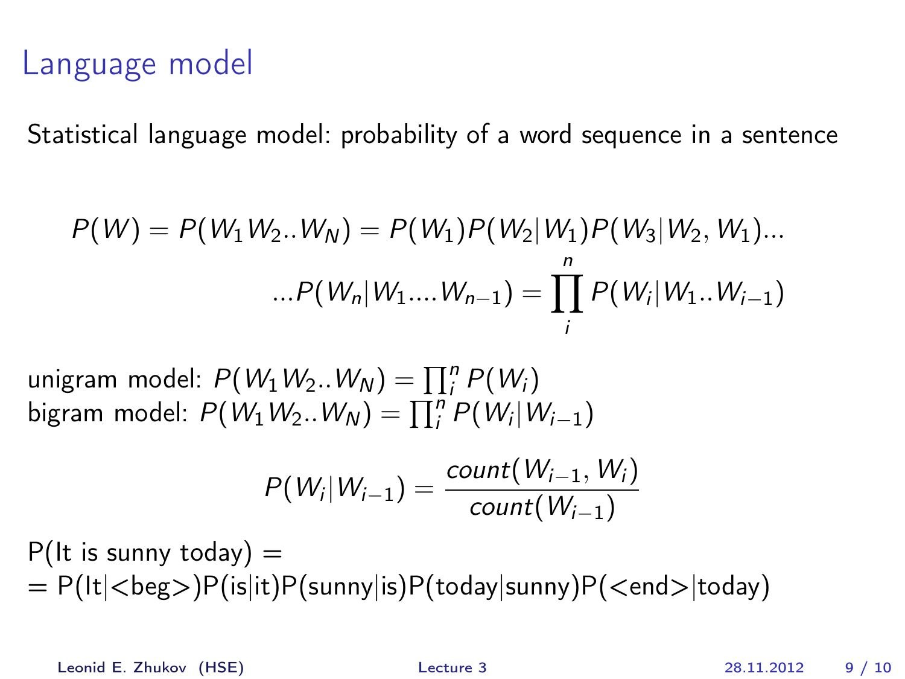# Language model

Statistical language model: probability of a word sequence in a sentence

$$P(W) = P(W_1 W_2 .. W_N) = P(W_1)P(W_2|W_1)P(W_3|W_2, W_1)...$$

$$...P(W_n|W_1....W_{n-1}) = \prod_i^n P(W_i|W_1..W_{i-1})$$

unigram model: $P(W_1 W_2 .. W_N) = \prod_i^n P(W_i)$
bigram model: $P(W_1 W_2 .. W_N) = \prod_i^n P(W_i|W_{i-1})$

$$P(W_i|W_{i-1}) = \frac{count(W_{i-1}, W_i)}{count(W_{i-1})}$$

P(It is sunny today) =
= P(It|<beg>)P(is|it)P(sunny|is)P(today|sunny)P(<end>|today)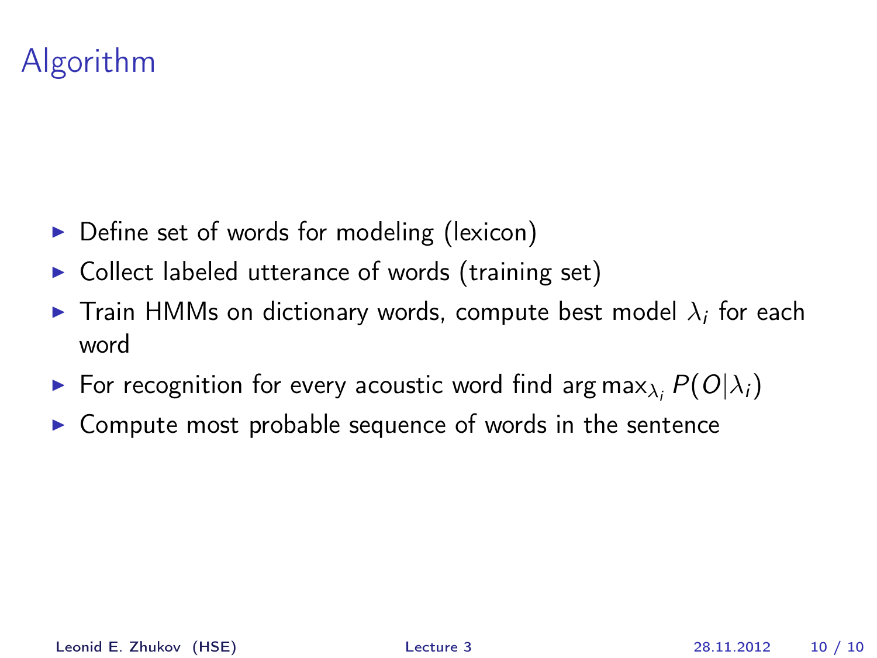# Algorithm

- Define set of words for modeling (lexicon)
- Collect labeled utterance of words (training set)
- Train HMMs on dictionary words, compute best model $\lambda_i$ for each word
- For recognition for every acoustic word find $\arg\max_{\lambda_i} P(O|\lambda_i)$
- Compute most probable sequence of words in the sentence